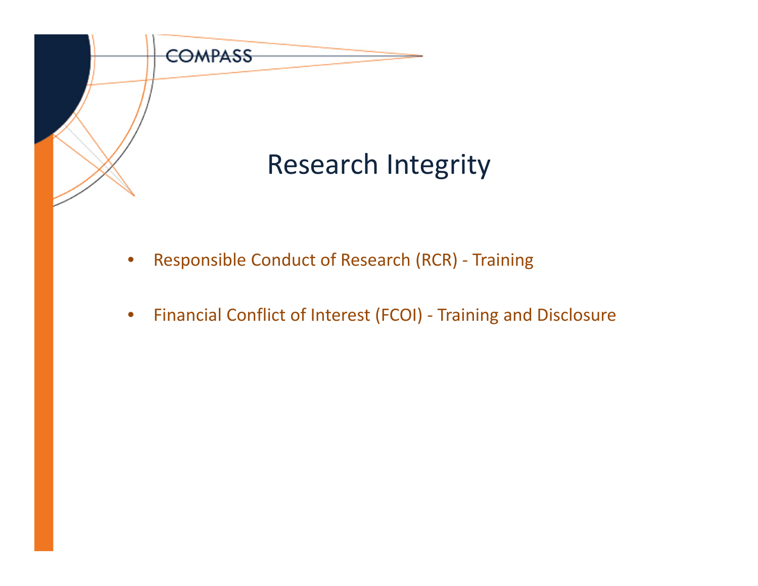COMPASS

# Research Integrity

- Responsible Conduct of Research (RCR) - Training
- Financial Conflict of Interest (FCOI) - Training and Disclosure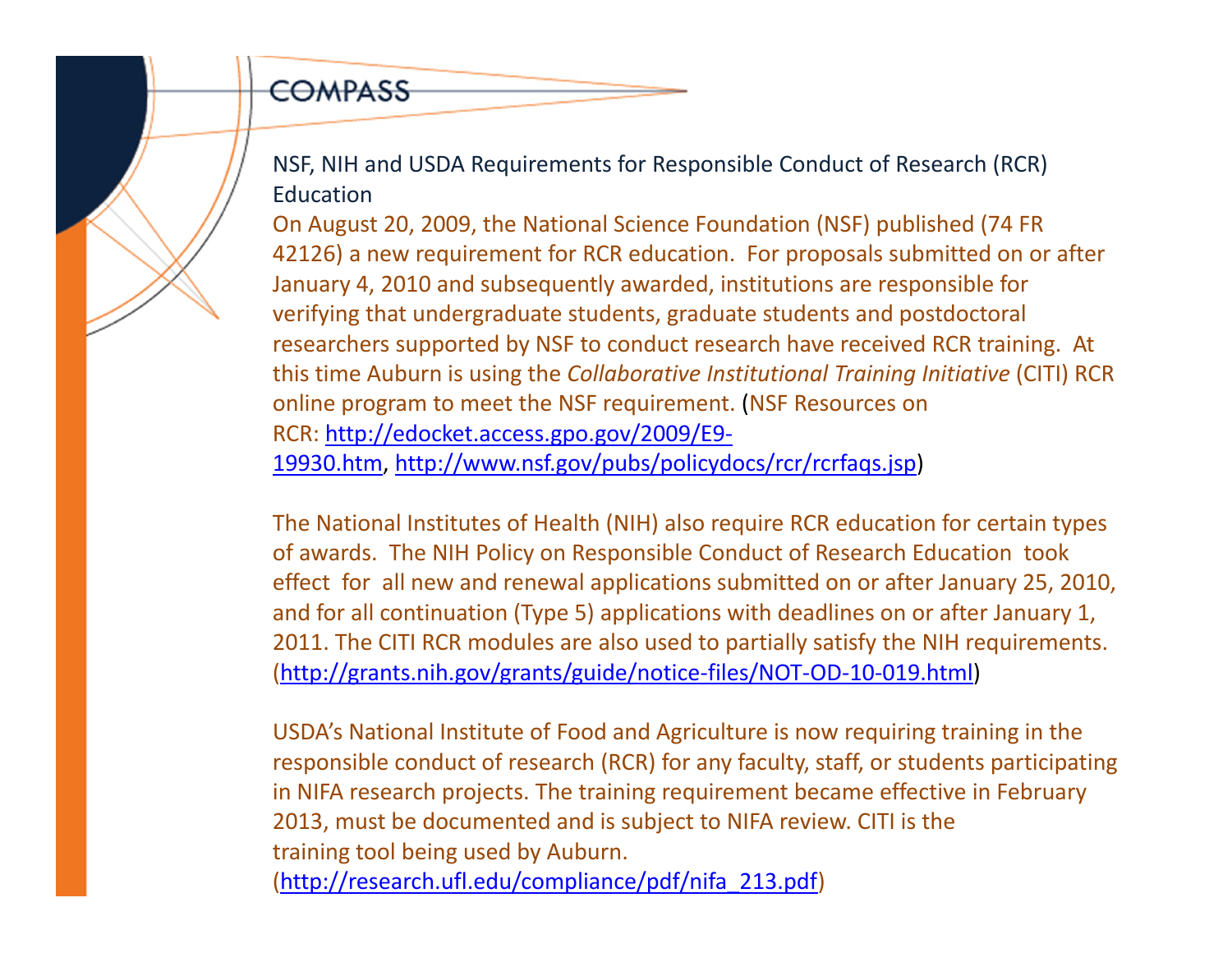COMPASS

## NSF, NIH and USDA Requirements for Responsible Conduct of Research (RCR) Education

On August 20, 2009, the National Science Foundation (NSF) published (74 FR 42126) a new requirement for RCR education. For proposals submitted on or after January 4, 2010 and subsequently awarded, institutions are responsible for verifying that undergraduate students, graduate students and postdoctoral researchers supported by NSF to conduct research have received RCR training. At this time Auburn is using the *Collaborative Institutional Training Initiative* (CITI) RCR online program to meet the NSF requirement. (NSF Resources on RCR: http://edocket.access.gpo.gov/2009/E9-19930.htm, http://www.nsf.gov/pubs/policydocs/rcr/rcrfaqs.jsp)

The National Institutes of Health (NIH) also require RCR education for certain types of awards. The NIH Policy on Responsible Conduct of Research Education took effect for all new and renewal applications submitted on or after January 25, 2010, and for all continuation (Type 5) applications with deadlines on or after January 1, 2011. The CITI RCR modules are also used to partially satisfy the NIH requirements. (http://grants.nih.gov/grants/guide/notice-files/NOT-OD-10-019.html)

USDA's National Institute of Food and Agriculture is now requiring training in the responsible conduct of research (RCR) for any faculty, staff, or students participating in NIFA research projects. The training requirement became effective in February 2013, must be documented and is subject to NIFA review. CITI is the training tool being used by Auburn. (http://research.ufl.edu/compliance/pdf/nifa_213.pdf)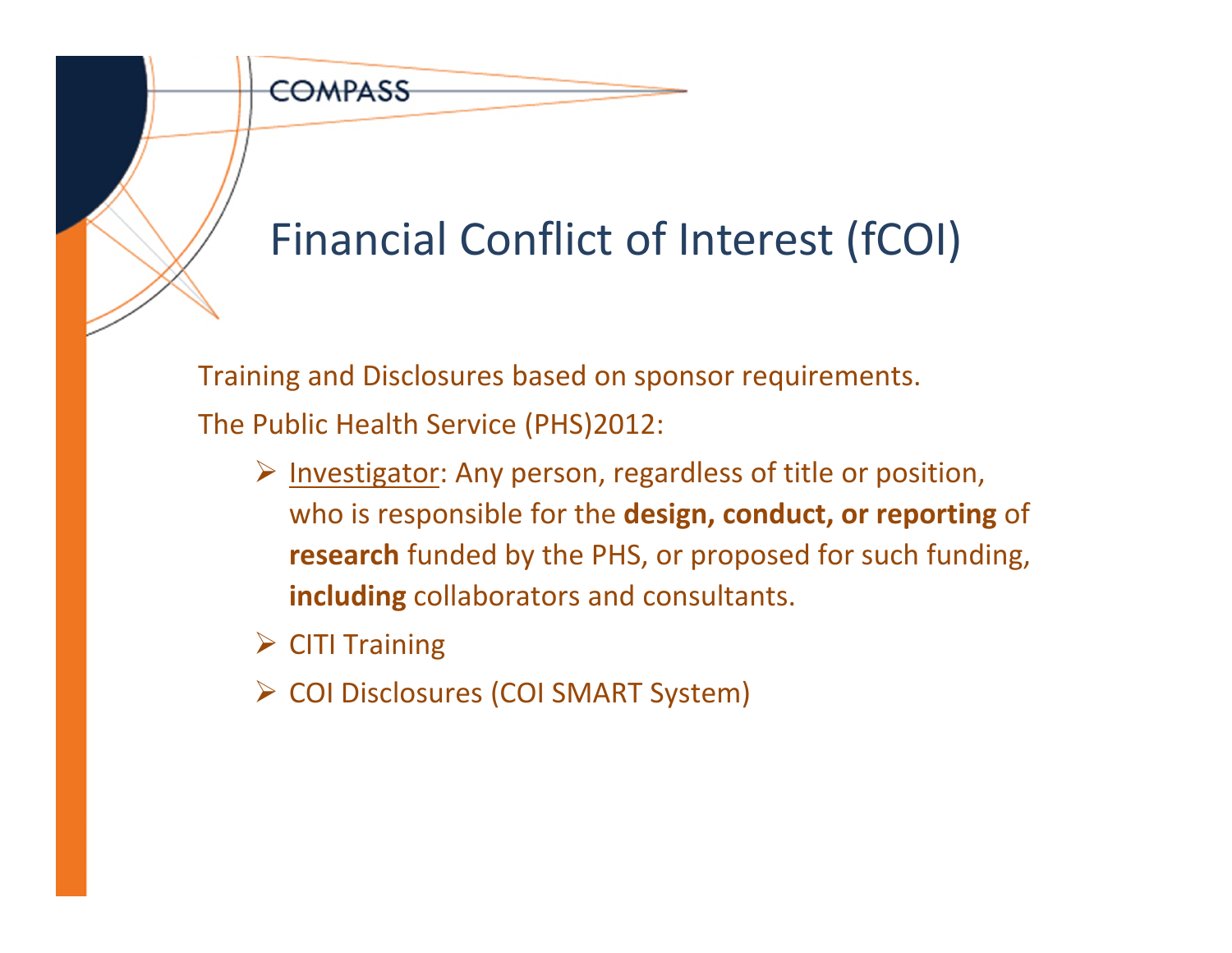# Financial Conflict of Interest (fCOI)

Training and Disclosures based on sponsor requirements.

The Public Health Service (PHS)2012:

- Investigator: Any person, regardless of title or position, who is responsible for the **design, conduct, or reporting** of **research** funded by the PHS, or proposed for such funding, **including** collaborators and consultants.
- CITI Training
- COI Disclosures (COI SMART System)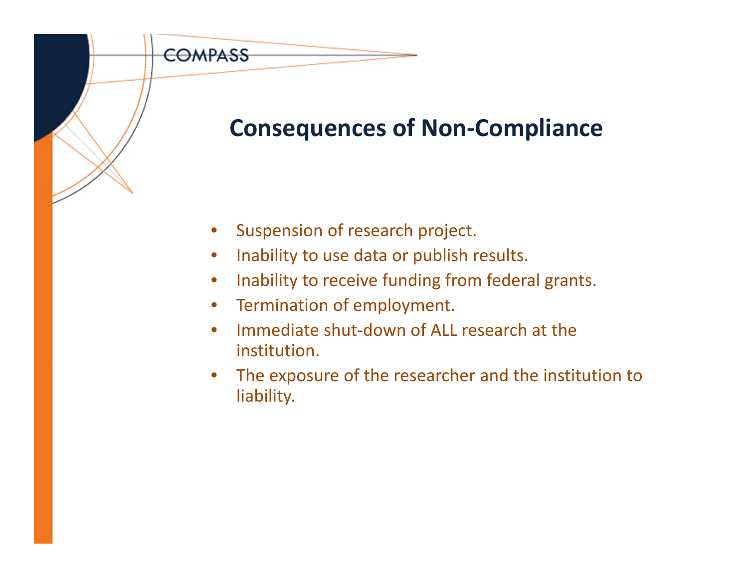# Consequences of Non-Compliance

- Suspension of research project.
- Inability to use data or publish results.
- Inability to receive funding from federal grants.
- Termination of employment.
- Immediate shut-down of ALL research at the institution.
- The exposure of the researcher and the institution to liability.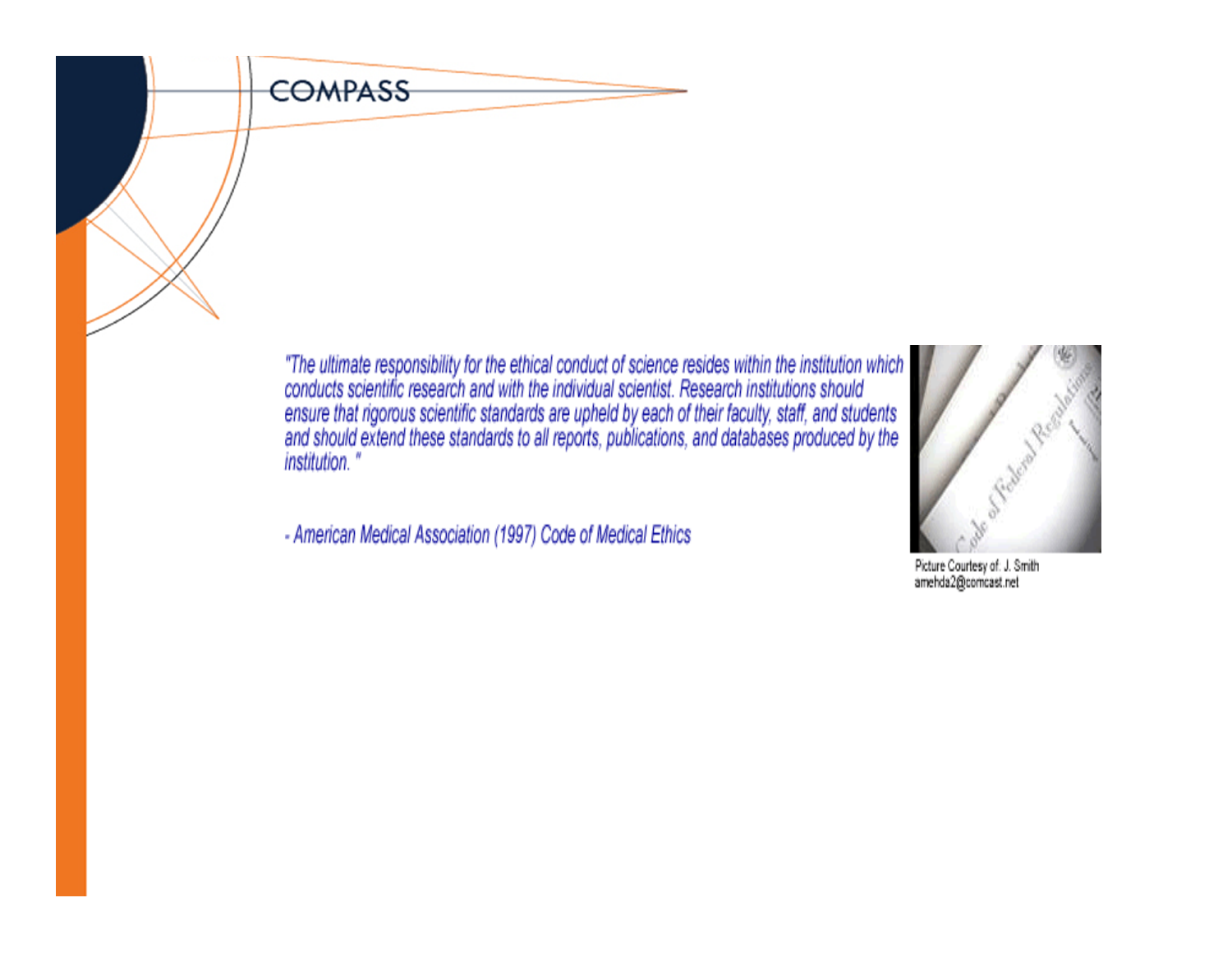*"The ultimate responsibility for the ethical conduct of science resides within the institution which conducts scientific research and with the individual scientist. Research institutions should ensure that rigorous scientific standards are upheld by each of their faculty, staff, and students and should extend these standards to all reports, publications, and databases produced by the institution."*

*- American Medical Association (1997) Code of Medical Ethics*

Picture Courtesy of: J. Smith
amehda2@comcast.net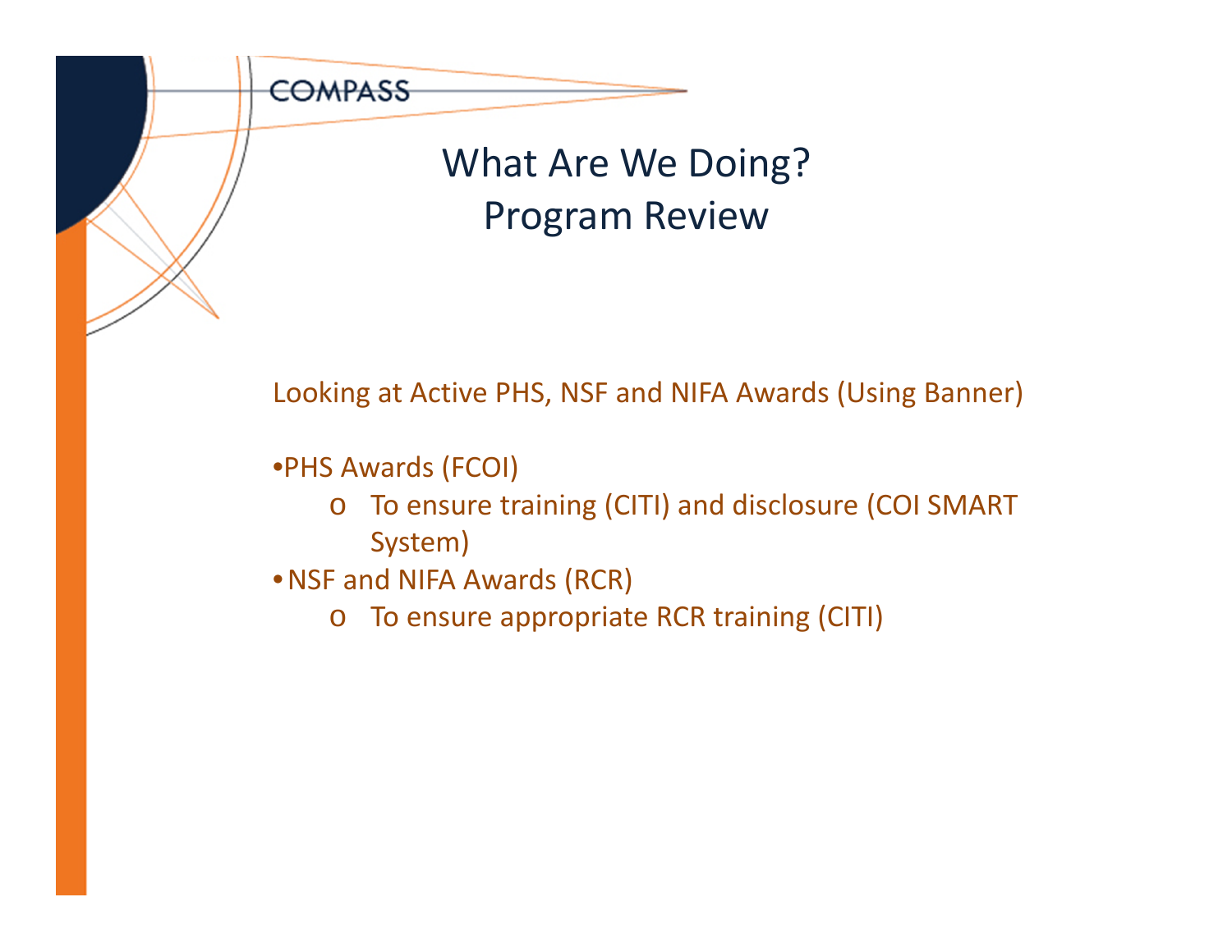# What Are We Doing?
# Program Review

Looking at Active PHS, NSF and NIFA Awards (Using Banner)

- PHS Awards (FCOI)
  - To ensure training (CITI) and disclosure (COI SMART System)
- NSF and NIFA Awards (RCR)
  - To ensure appropriate RCR training (CITI)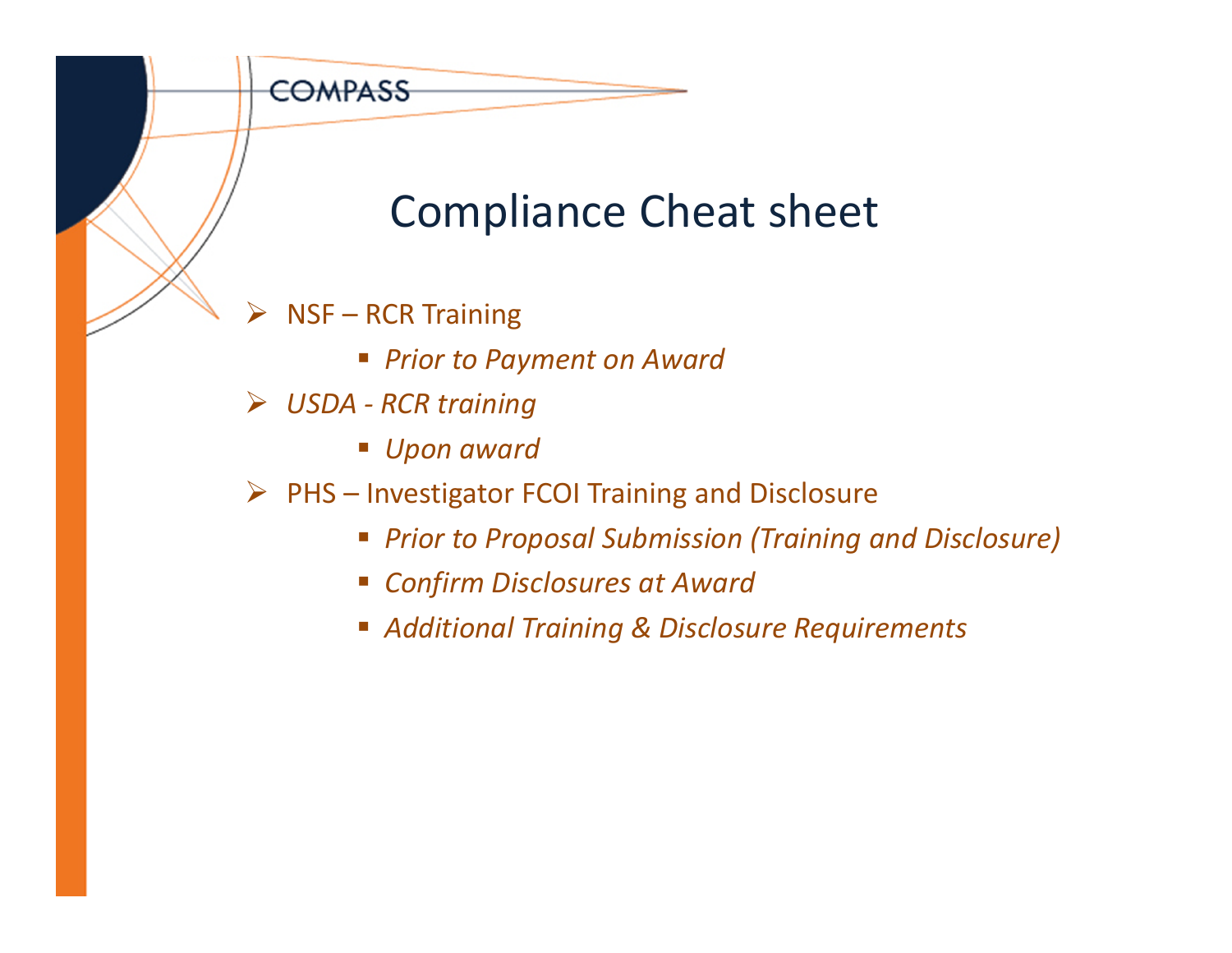COMPASS

# Compliance Cheat sheet

- NSF – RCR Training
  - *Prior to Payment on Award*
- *USDA - RCR training*
  - *Upon award*
- PHS – Investigator FCOI Training and Disclosure
  - *Prior to Proposal Submission (Training and Disclosure)*
  - *Confirm Disclosures at Award*
  - *Additional Training & Disclosure Requirements*